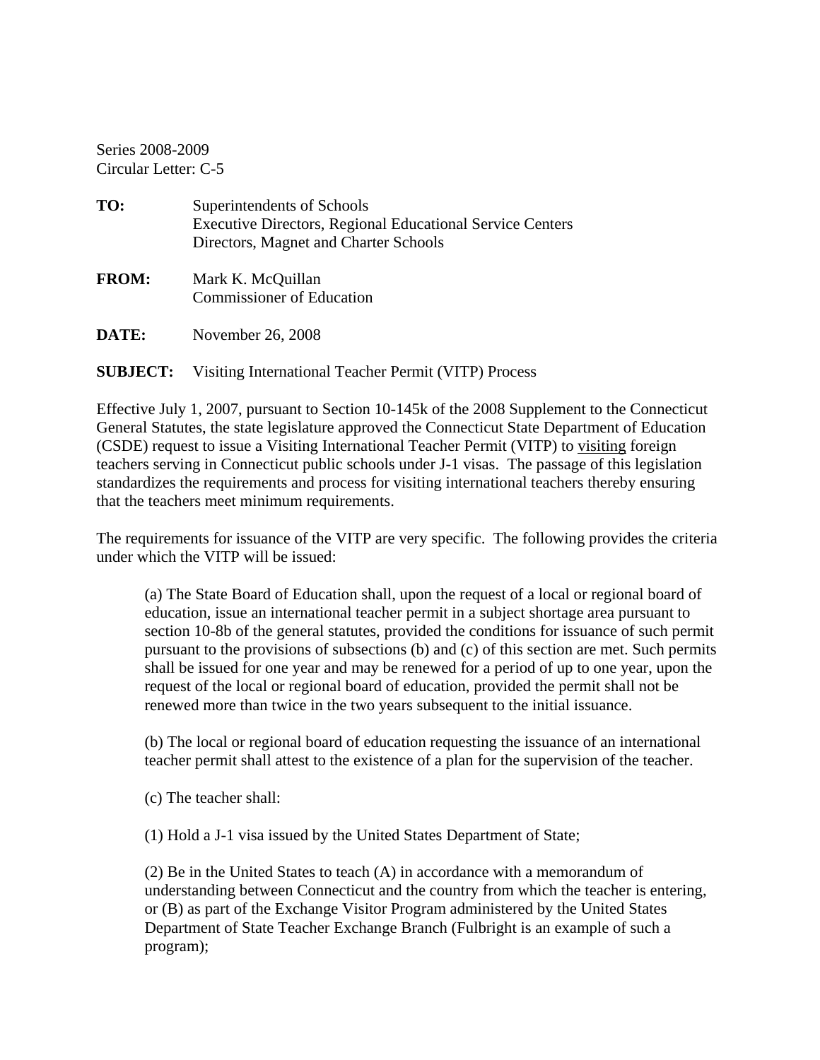Series 2008-2009
Circular Letter: C-5

**TO:** Superintendents of Schools
Executive Directors, Regional Educational Service Centers
Directors, Magnet and Charter Schools

**FROM:** Mark K. McQuillan
Commissioner of Education

**DATE:** November 26, 2008

**SUBJECT:** Visiting International Teacher Permit (VITP) Process

Effective July 1, 2007, pursuant to Section 10-145k of the 2008 Supplement to the Connecticut General Statutes, the state legislature approved the Connecticut State Department of Education (CSDE) request to issue a Visiting International Teacher Permit (VITP) to <u>visiting</u> foreign teachers serving in Connecticut public schools under J-1 visas. The passage of this legislation standardizes the requirements and process for visiting international teachers thereby ensuring that the teachers meet minimum requirements.

The requirements for issuance of the VITP are very specific. The following provides the criteria under which the VITP will be issued:

> (a) The State Board of Education shall, upon the request of a local or regional board of education, issue an international teacher permit in a subject shortage area pursuant to section 10-8b of the general statutes, provided the conditions for issuance of such permit pursuant to the provisions of subsections (b) and (c) of this section are met. Such permits shall be issued for one year and may be renewed for a period of up to one year, upon the request of the local or regional board of education, provided the permit shall not be renewed more than twice in the two years subsequent to the initial issuance.
>
> (b) The local or regional board of education requesting the issuance of an international teacher permit shall attest to the existence of a plan for the supervision of the teacher.
>
> (c) The teacher shall:
>
> (1) Hold a J-1 visa issued by the United States Department of State;
>
> (2) Be in the United States to teach (A) in accordance with a memorandum of understanding between Connecticut and the country from which the teacher is entering, or (B) as part of the Exchange Visitor Program administered by the United States Department of State Teacher Exchange Branch (Fulbright is an example of such a program);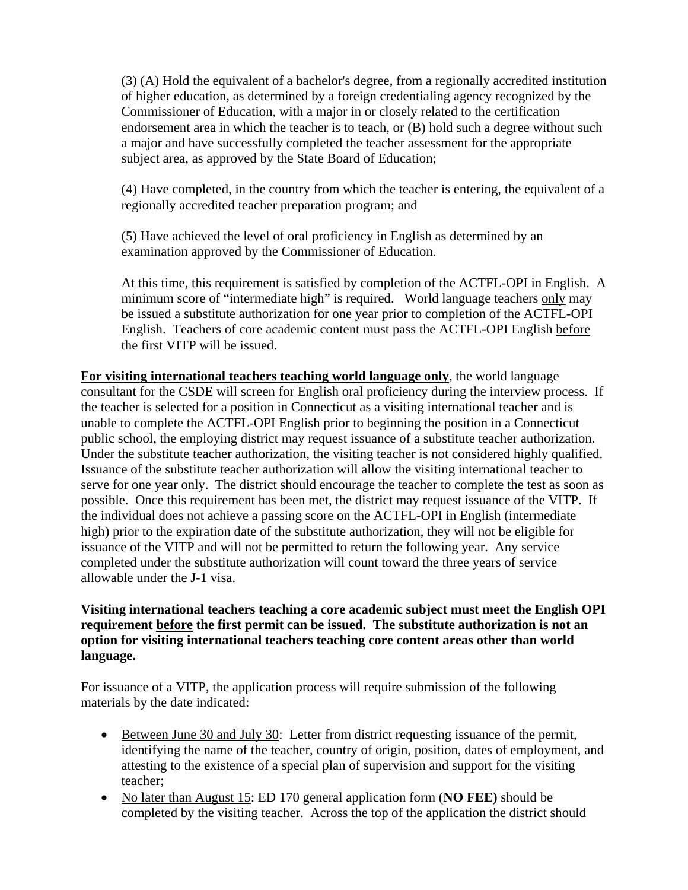(3) (A) Hold the equivalent of a bachelor's degree, from a regionally accredited institution of higher education, as determined by a foreign credentialing agency recognized by the Commissioner of Education, with a major in or closely related to the certification endorsement area in which the teacher is to teach, or (B) hold such a degree without such a major and have successfully completed the teacher assessment for the appropriate subject area, as approved by the State Board of Education;

(4) Have completed, in the country from which the teacher is entering, the equivalent of a regionally accredited teacher preparation program; and

(5) Have achieved the level of oral proficiency in English as determined by an examination approved by the Commissioner of Education.

At this time, this requirement is satisfied by completion of the ACTFL-OPI in English. A minimum score of "intermediate high" is required. World language teachers <u>only</u> may be issued a substitute authorization for one year prior to completion of the ACTFL-OPI English. Teachers of core academic content must pass the ACTFL-OPI English <u>before</u> the first VITP will be issued.

<u>**For visiting international teachers teaching world language only**</u>, the world language consultant for the CSDE will screen for English oral proficiency during the interview process. If the teacher is selected for a position in Connecticut as a visiting international teacher and is unable to complete the ACTFL-OPI English prior to beginning the position in a Connecticut public school, the employing district may request issuance of a substitute teacher authorization. Under the substitute teacher authorization, the visiting teacher is not considered highly qualified. Issuance of the substitute teacher authorization will allow the visiting international teacher to serve for <u>one year only</u>. The district should encourage the teacher to complete the test as soon as possible. Once this requirement has been met, the district may request issuance of the VITP. If the individual does not achieve a passing score on the ACTFL-OPI in English (intermediate high) prior to the expiration date of the substitute authorization, they will not be eligible for issuance of the VITP and will not be permitted to return the following year. Any service completed under the substitute authorization will count toward the three years of service allowable under the J-1 visa.

**Visiting international teachers teaching a core academic subject must meet the English OPI requirement <u>before</u> the first permit can be issued. The substitute authorization is not an option for visiting international teachers teaching core content areas other than world language.**

For issuance of a VITP, the application process will require submission of the following materials by the date indicated:

- <u>Between June 30 and July 30</u>: Letter from district requesting issuance of the permit, identifying the name of the teacher, country of origin, position, dates of employment, and attesting to the existence of a special plan of supervision and support for the visiting teacher;
- <u>No later than August 15</u>: ED 170 general application form (**NO FEE)** should be completed by the visiting teacher. Across the top of the application the district should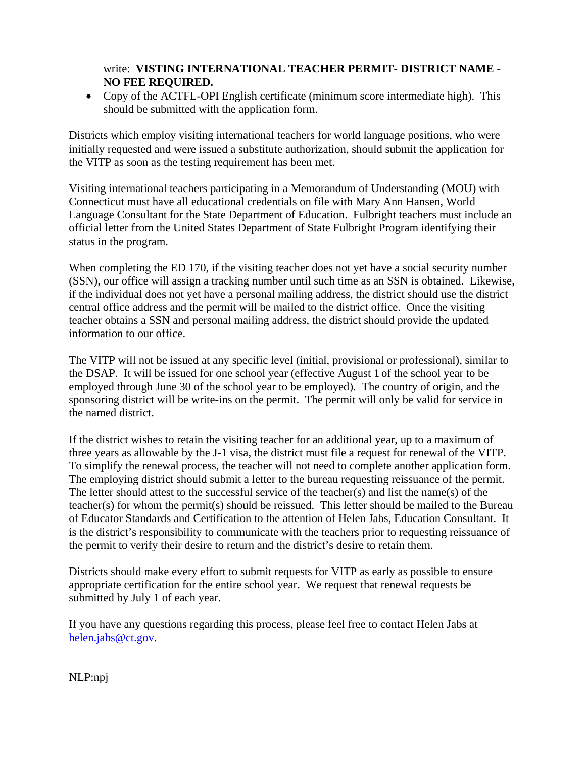write: **VISTING INTERNATIONAL TEACHER PERMIT- DISTRICT NAME - NO FEE REQUIRED.**

- Copy of the ACTFL-OPI English certificate (minimum score intermediate high). This should be submitted with the application form.

Districts which employ visiting international teachers for world language positions, who were initially requested and were issued a substitute authorization, should submit the application for the VITP as soon as the testing requirement has been met.

Visiting international teachers participating in a Memorandum of Understanding (MOU) with Connecticut must have all educational credentials on file with Mary Ann Hansen, World Language Consultant for the State Department of Education. Fulbright teachers must include an official letter from the United States Department of State Fulbright Program identifying their status in the program.

When completing the ED 170, if the visiting teacher does not yet have a social security number (SSN), our office will assign a tracking number until such time as an SSN is obtained. Likewise, if the individual does not yet have a personal mailing address, the district should use the district central office address and the permit will be mailed to the district office. Once the visiting teacher obtains a SSN and personal mailing address, the district should provide the updated information to our office.

The VITP will not be issued at any specific level (initial, provisional or professional), similar to the DSAP. It will be issued for one school year (effective August 1 of the school year to be employed through June 30 of the school year to be employed). The country of origin, and the sponsoring district will be write-ins on the permit. The permit will only be valid for service in the named district.

If the district wishes to retain the visiting teacher for an additional year, up to a maximum of three years as allowable by the J-1 visa, the district must file a request for renewal of the VITP. To simplify the renewal process, the teacher will not need to complete another application form. The employing district should submit a letter to the bureau requesting reissuance of the permit. The letter should attest to the successful service of the teacher(s) and list the name(s) of the teacher(s) for whom the permit(s) should be reissued. This letter should be mailed to the Bureau of Educator Standards and Certification to the attention of Helen Jabs, Education Consultant. It is the district's responsibility to communicate with the teachers prior to requesting reissuance of the permit to verify their desire to return and the district's desire to retain them.

Districts should make every effort to submit requests for VITP as early as possible to ensure appropriate certification for the entire school year. We request that renewal requests be submitted by July 1 of each year.

If you have any questions regarding this process, please feel free to contact Helen Jabs at helen.jabs@ct.gov.

NLP:npj